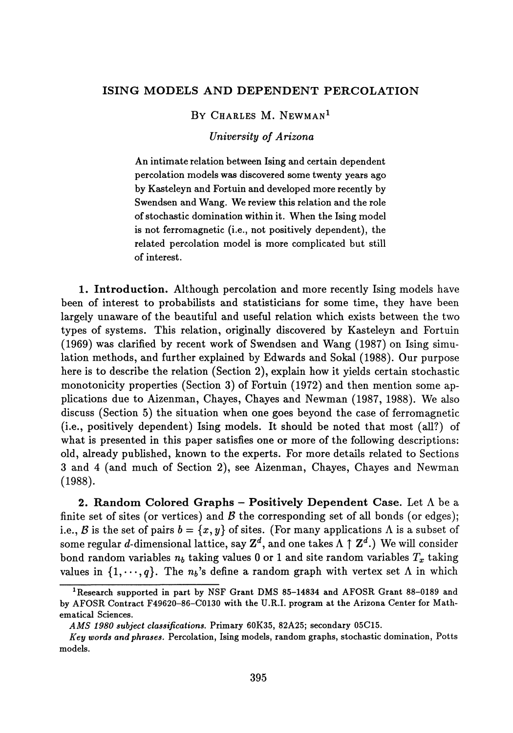# ISING MODELS AND DEPENDENT PERCOLATION

By Charles M. Newman[1]

*University of Arizona*

An intimate relation between Ising and certain dependent percolation models was discovered some twenty years ago by Kasteleyn and Fortuin and developed more recently by Swendsen and Wang. We review this relation and the role of stochastic domination within it. When the Ising model is not ferromagnetic (i.e., not positively dependent), the related percolation model is more complicated but still of interest.

**1. Introduction.** Although percolation and more recently Ising models have been of interest to probabilists and statisticians for some time, they have been largely unaware of the beautiful and useful relation which exists between the two types of systems. This relation, originally discovered by Kasteleyn and Fortuin (1969) was clarified by recent work of Swendsen and Wang (1987) on Ising simulation methods, and further explained by Edwards and Sokal (1988). Our purpose here is to describe the relation (Section 2), explain how it yields certain stochastic monotonicity properties (Section 3) of Fortuin (1972) and then mention some applications due to Aizenman, Chayes, Chayes and Newman (1987, 1988). We also discuss (Section 5) the situation when one goes beyond the case of ferromagnetic (i.e., positively dependent) Ising models. It should be noted that most (all?) of what is presented in this paper satisfies one or more of the following descriptions: old, already published, known to the experts. For more details related to Sections 3 and 4 (and much of Section 2), see Aizenman, Chayes, Chayes and Newman (1988).

**2. Random Colored Graphs – Positively Dependent Case.** Let $\Lambda$ be a finite set of sites (or vertices) and $\mathcal{B}$ the corresponding set of all bonds (or edges); i.e., $\mathcal{B}$ is the set of pairs $b = \{x, y\}$ of sites. (For many applications $\Lambda$ is a subset of some regular $d$-dimensional lattice, say $\mathbf{Z}^d$, and one takes $\Lambda \uparrow \mathbf{Z}^d$.) We will consider bond random variables $n_b$ taking values 0 or 1 and site random variables $T_x$ taking values in $\{1, \cdots, q\}$. The $n_b$'s define a random graph with vertex set $\Lambda$ in which

---

[1] Research supported in part by NSF Grant DMS 85-14834 and AFOSR Grant 88-0189 and by AFOSR Contract F49620-86-C0130 with the U.R.I. program at the Arizona Center for Mathematical Sciences.

*AMS 1980 subject classifications.* Primary 60K35, 82A25; secondary 05C15.

*Key words and phrases.* Percolation, Ising models, random graphs, stochastic domination, Potts models.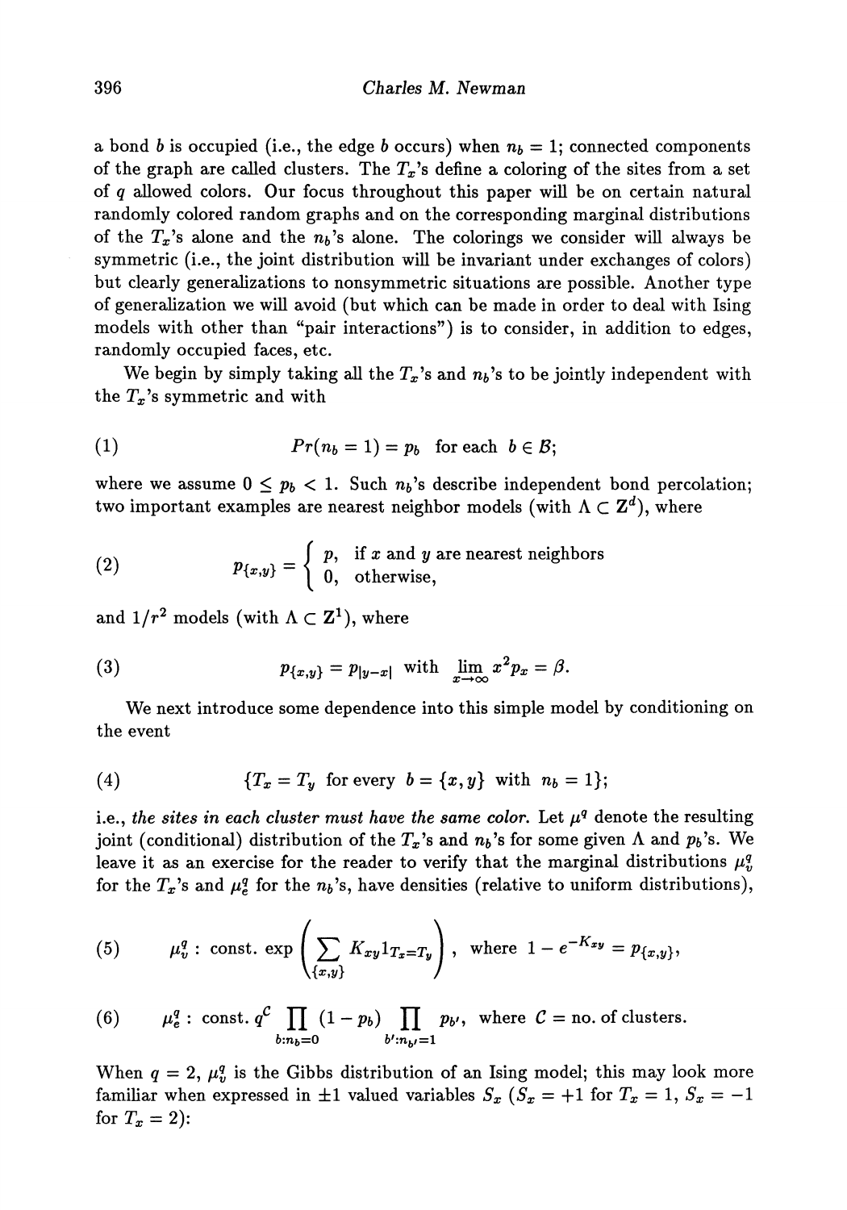a bond $b$ is occupied (i.e., the edge $b$ occurs) when $n_b = 1$; connected components of the graph are called clusters. The $T_x$'s define a coloring of the sites from a set of $q$ allowed colors. Our focus throughout this paper will be on certain natural randomly colored random graphs and on the corresponding marginal distributions of the $T_x$'s alone and the $n_b$'s alone. The colorings we consider will always be symmetric (i.e., the joint distribution will be invariant under exchanges of colors) but clearly generalizations to nonsymmetric situations are possible. Another type of generalization we will avoid (but which can be made in order to deal with Ising models with other than "pair interactions") is to consider, in addition to edges, randomly occupied faces, etc.

We begin by simply taking all the $T_x$'s and $n_b$'s to be jointly independent with the $T_x$'s symmetric and with

$$Pr(n_b = 1) = p_b \quad \text{for each } b \in \mathcal{B}; \tag{1}$$

where we assume $0 \leq p_b < 1$. Such $n_b$'s describe independent bond percolation; two important examples are nearest neighbor models (with $\Lambda \subset \mathbf{Z}^d$), where

$$p_{\{x,y\}} = \begin{cases} p, & \text{if } x \text{ and } y \text{ are nearest neighbors} \\ 0, & \text{otherwise,} \end{cases} \tag{2}$$

and $1/r^2$ models (with $\Lambda \subset \mathbf{Z}^1$), where

$$p_{\{x,y\}} = p_{|y-x|} \quad \text{with} \quad \lim_{x \to \infty} x^2 p_x = \beta. \tag{3}$$

We next introduce some dependence into this simple model by conditioning on the event

$$\{T_x = T_y \quad \text{for every} \quad b = \{x,y\} \quad \text{with} \quad n_b = 1\}; \tag{4}$$

i.e., *the sites in each cluster must have the same color.* Let $\mu^q$ denote the resulting joint (conditional) distribution of the $T_x$'s and $n_b$'s for some given $\Lambda$ and $p_b$'s. We leave it as an exercise for the reader to verify that the marginal distributions $\mu_v^q$ for the $T_x$'s and $\mu_e^q$ for the $n_b$'s, have densities (relative to uniform distributions),

$$\mu_v^q : \text{ const.} \exp\left(\sum_{\{x,y\}} K_{xy} 1_{T_x = T_y}\right), \quad \text{where } 1 - e^{-K_{xy}} = p_{\{x,y\}}, \tag{5}$$

$$\mu_e^q : \text{ const.} \, q^{\mathcal{C}} \prod_{b: n_b = 0} (1 - p_b) \prod_{b': n_{b'} = 1} p_{b'}, \quad \text{where } \mathcal{C} = \text{no. of clusters.} \tag{6}$$

When $q = 2$, $\mu_v^q$ is the Gibbs distribution of an Ising model; this may look more familiar when expressed in $\pm 1$ valued variables $S_x$ ($S_x = +1$ for $T_x = 1$, $S_x = -1$ for $T_x = 2$):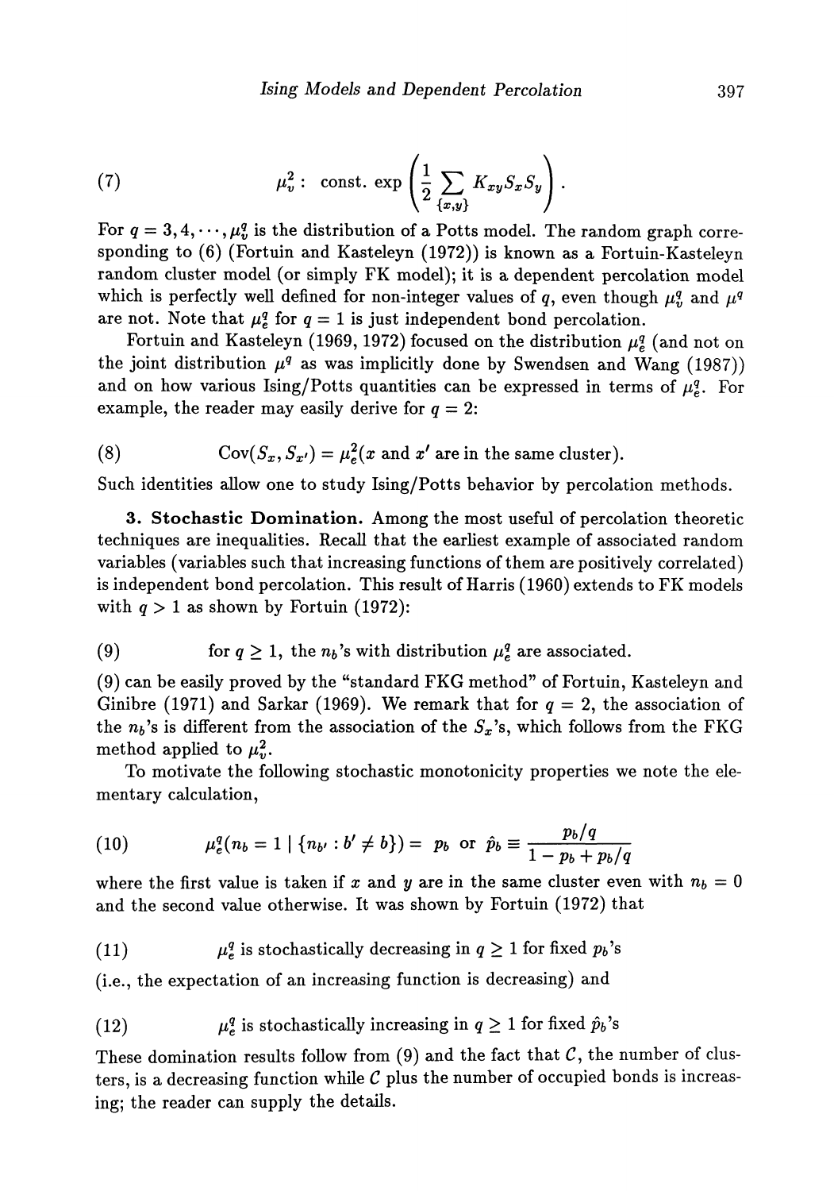$$(7) \qquad \mu_v^2 : \text{ const. } \exp\left(\frac{1}{2}\sum_{\{x,y\}} K_{xy} S_x S_y\right).$$

For $q = 3, 4, \cdots, \mu_v^q$ is the distribution of a Potts model. The random graph corresponding to (6) (Fortuin and Kasteleyn (1972)) is known as a Fortuin-Kasteleyn random cluster model (or simply FK model); it is a dependent percolation model which is perfectly well defined for non-integer values of $q$, even though $\mu_v^q$ and $\mu^q$ are not. Note that $\mu_e^q$ for $q = 1$ is just independent bond percolation.

Fortuin and Kasteleyn (1969, 1972) focused on the distribution $\mu_e^q$ (and not on the joint distribution $\mu^q$ as was implicitly done by Swendsen and Wang (1987)) and on how various Ising/Potts quantities can be expressed in terms of $\mu_e^q$. For example, the reader may easily derive for $q = 2$:

$$(8) \qquad \mathrm{Cov}(S_x, S_{x'}) = \mu_e^2(x \text{ and } x' \text{ are in the same cluster}).$$

Such identities allow one to study Ising/Potts behavior by percolation methods.

**3. Stochastic Domination.** Among the most useful of percolation theoretic techniques are inequalities. Recall that the earliest example of associated random variables (variables such that increasing functions of them are positively correlated) is independent bond percolation. This result of Harris (1960) extends to FK models with $q > 1$ as shown by Fortuin (1972):

$$(9) \qquad \text{for } q \geq 1, \text{ the } n_b\text{'s with distribution } \mu_e^q \text{ are associated.}$$

(9) can be easily proved by the "standard FKG method" of Fortuin, Kasteleyn and Ginibre (1971) and Sarkar (1969). We remark that for $q = 2$, the association of the $n_b$'s is different from the association of the $S_x$'s, which follows from the FKG method applied to $\mu_v^2$.

To motivate the following stochastic monotonicity properties we note the elementary calculation,

$$(10) \qquad \mu_e^q(n_b = 1 \mid \{n_{b'} : b' \neq b\}) = \ p_b \ \text{ or } \ \hat{p}_b \equiv \frac{p_b/q}{1 - p_b + p_b/q}$$

where the first value is taken if $x$ and $y$ are in the same cluster even with $n_b = 0$ and the second value otherwise. It was shown by Fortuin (1972) that

$$(11) \qquad \mu_e^q \text{ is stochastically decreasing in } q \geq 1 \text{ for fixed } p_b\text{'s}$$

(i.e., the expectation of an increasing function is decreasing) and

$$(12) \qquad \mu_e^q \text{ is stochastically increasing in } q \geq 1 \text{ for fixed } \hat{p}_b\text{'s}$$

These domination results follow from (9) and the fact that $\mathcal{C}$, the number of clusters, is a decreasing function while $\mathcal{C}$ plus the number of occupied bonds is increasing; the reader can supply the details.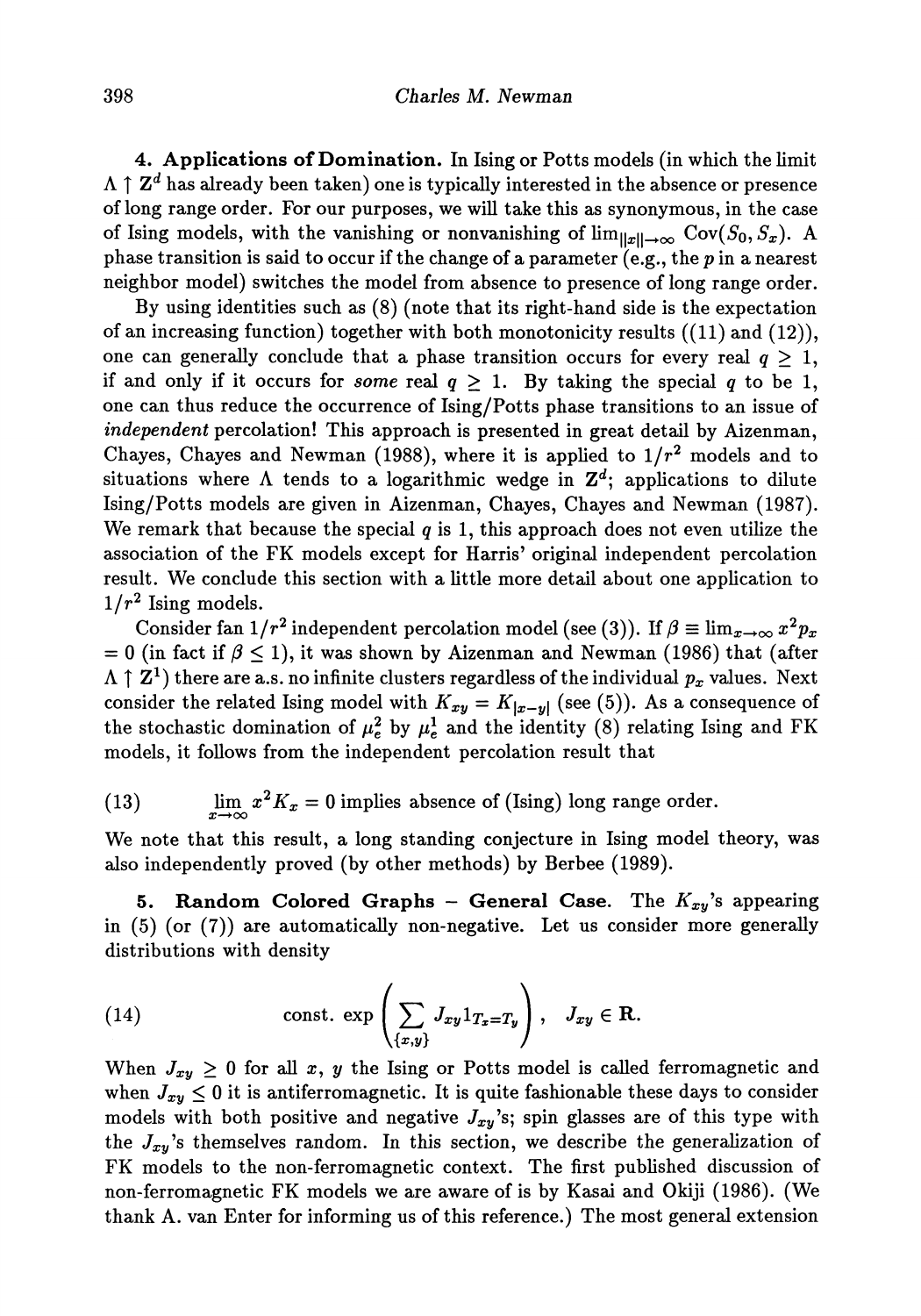**4. Applications of Domination.** In Ising or Potts models (in which the limit $\Lambda \uparrow \mathbf{Z}^d$ has already been taken) one is typically interested in the absence or presence of long range order. For our purposes, we will take this as synonymous, in the case of Ising models, with the vanishing or nonvanishing of $\lim_{\|x\|\to\infty} \operatorname{Cov}(S_0, S_x)$. A phase transition is said to occur if the change of a parameter (e.g., the $p$ in a nearest neighbor model) switches the model from absence to presence of long range order.

By using identities such as (8) (note that its right-hand side is the expectation of an increasing function) together with both monotonicity results ((11) and (12)), one can generally conclude that a phase transition occurs for every real $q \geq 1$, if and only if it occurs for *some* real $q \geq 1$. By taking the special $q$ to be 1, one can thus reduce the occurrence of Ising/Potts phase transitions to an issue of *independent* percolation! This approach is presented in great detail by Aizenman, Chayes, Chayes and Newman (1988), where it is applied to $1/r^2$ models and to situations where $\Lambda$ tends to a logarithmic wedge in $\mathbf{Z}^d$; applications to dilute Ising/Potts models are given in Aizenman, Chayes, Chayes and Newman (1987). We remark that because the special $q$ is 1, this approach does not even utilize the association of the FK models except for Harris' original independent percolation result. We conclude this section with a little more detail about one application to $1/r^2$ Ising models.

Consider fan $1/r^2$ independent percolation model (see (3)). If $\beta \equiv \lim_{x\to\infty} x^2 p_x = 0$ (in fact if $\beta \leq 1$), it was shown by Aizenman and Newman (1986) that (after $\Lambda \uparrow \mathbf{Z}^1$) there are a.s. no infinite clusters regardless of the individual $p_x$ values. Next consider the related Ising model with $K_{xy} = K_{|x-y|}$ (see (5)). As a consequence of the stochastic domination of $\mu_e^2$ by $\mu_e^1$ and the identity (8) relating Ising and FK models, it follows from the independent percolation result that

$$\lim_{x\to\infty} x^2 K_x = 0 \text{ implies absence of (Ising) long range order.} \tag{13}$$

We note that this result, a long standing conjecture in Ising model theory, was also independently proved (by other methods) by Berbee (1989).

**5. Random Colored Graphs – General Case.** The $K_{xy}$'s appearing in (5) (or (7)) are automatically non-negative. Let us consider more generally distributions with density

$$\text{const.}\ \exp\left(\sum_{\{x,y\}} J_{xy} 1_{T_x = T_y}\right), \quad J_{xy} \in \mathbf{R}. \tag{14}$$

When $J_{xy} \geq 0$ for all $x$, $y$ the Ising or Potts model is called ferromagnetic and when $J_{xy} \leq 0$ it is antiferromagnetic. It is quite fashionable these days to consider models with both positive and negative $J_{xy}$'s; spin glasses are of this type with the $J_{xy}$'s themselves random. In this section, we describe the generalization of FK models to the non-ferromagnetic context. The first published discussion of non-ferromagnetic FK models we are aware of is by Kasai and Okiji (1986). (We thank A. van Enter for informing us of this reference.) The most general extension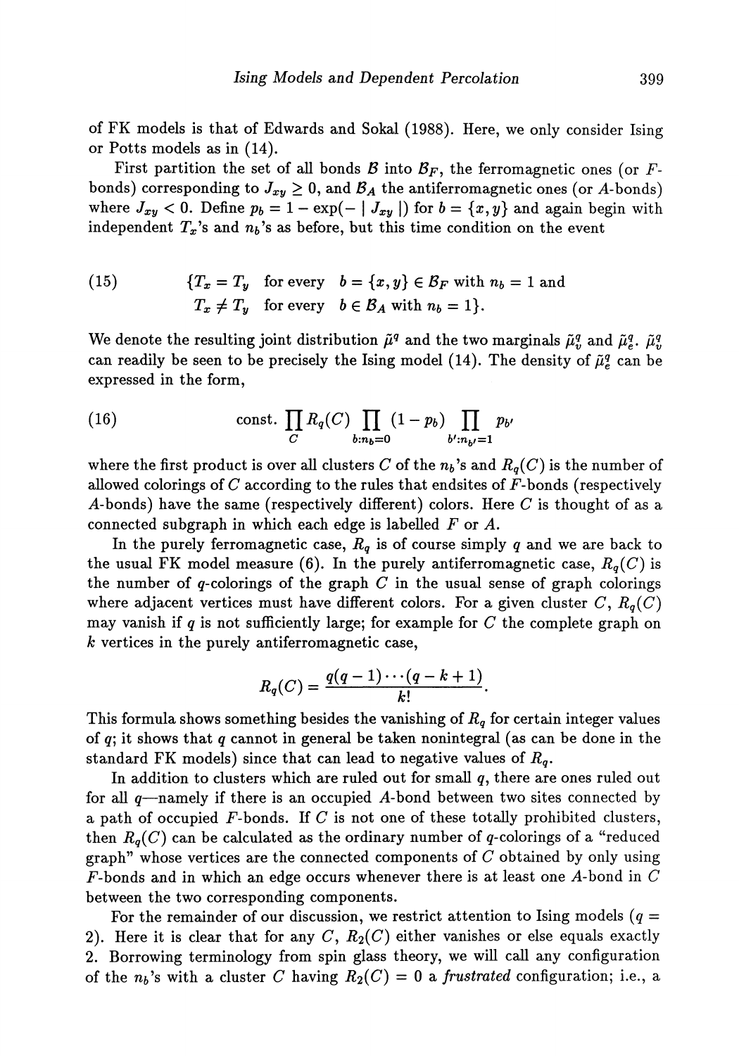of FK models is that of Edwards and Sokal (1988). Here, we only consider Ising or Potts models as in (14).

First partition the set of all bonds $\mathcal{B}$ into $\mathcal{B}_F$, the ferromagnetic ones (or $F$-bonds) corresponding to $J_{xy} \geq 0$, and $\mathcal{B}_A$ the antiferromagnetic ones (or $A$-bonds) where $J_{xy} < 0$. Define $p_b = 1 - \exp(- \mid J_{xy} \mid)$ for $b = \{x, y\}$ and again begin with independent $T_x$'s and $n_b$'s as before, but this time condition on the event

$$
\begin{aligned}
(15) \qquad \{T_x = T_y \quad &\text{for every} \quad b = \{x,y\} \in \mathcal{B}_F \text{ with } n_b = 1 \text{ and} \\
T_x \neq T_y \quad &\text{for every} \quad b \in \mathcal{B}_A \text{ with } n_b = 1\}.
\end{aligned}
$$

We denote the resulting joint distribution $\tilde{\mu}^q$ and the two marginals $\tilde{\mu}^q_v$ and $\tilde{\mu}^q_e$. $\tilde{\mu}^q_v$ can readily be seen to be precisely the Ising model (14). The density of $\tilde{\mu}^q_e$ can be expressed in the form,

$$
(16) \qquad \text{const.} \prod_C R_q(C) \prod_{b:n_b=0} (1 - p_b) \prod_{b':n_{b'}=1} p_{b'}
$$

where the first product is over all clusters $C$ of the $n_b$'s and $R_q(C)$ is the number of allowed colorings of $C$ according to the rules that endsites of $F$-bonds (respectively $A$-bonds) have the same (respectively different) colors. Here $C$ is thought of as a connected subgraph in which each edge is labelled $F$ or $A$.

In the purely ferromagnetic case, $R_q$ is of course simply $q$ and we are back to the usual FK model measure (6). In the purely antiferromagnetic case, $R_q(C)$ is the number of $q$-colorings of the graph $C$ in the usual sense of graph colorings where adjacent vertices must have different colors. For a given cluster $C$, $R_q(C)$ may vanish if $q$ is not sufficiently large; for example for $C$ the complete graph on $k$ vertices in the purely antiferromagnetic case,

$$
R_q(C) = \frac{q(q-1)\cdots(q-k+1)}{k!}.
$$

This formula shows something besides the vanishing of $R_q$ for certain integer values of $q$; it shows that $q$ cannot in general be taken nonintegral (as can be done in the standard FK models) since that can lead to negative values of $R_q$.

In addition to clusters which are ruled out for small $q$, there are ones ruled out for all $q$—namely if there is an occupied $A$-bond between two sites connected by a path of occupied $F$-bonds. If $C$ is not one of these totally prohibited clusters, then $R_q(C)$ can be calculated as the ordinary number of $q$-colorings of a "reduced graph" whose vertices are the connected components of $C$ obtained by only using $F$-bonds and in which an edge occurs whenever there is at least one $A$-bond in $C$ between the two corresponding components.

For the remainder of our discussion, we restrict attention to Ising models ($q = 2$). Here it is clear that for any $C$, $R_2(C)$ either vanishes or else equals exactly 2. Borrowing terminology from spin glass theory, we will call any configuration of the $n_b$'s with a cluster $C$ having $R_2(C) = 0$ a *frustrated* configuration; i.e., a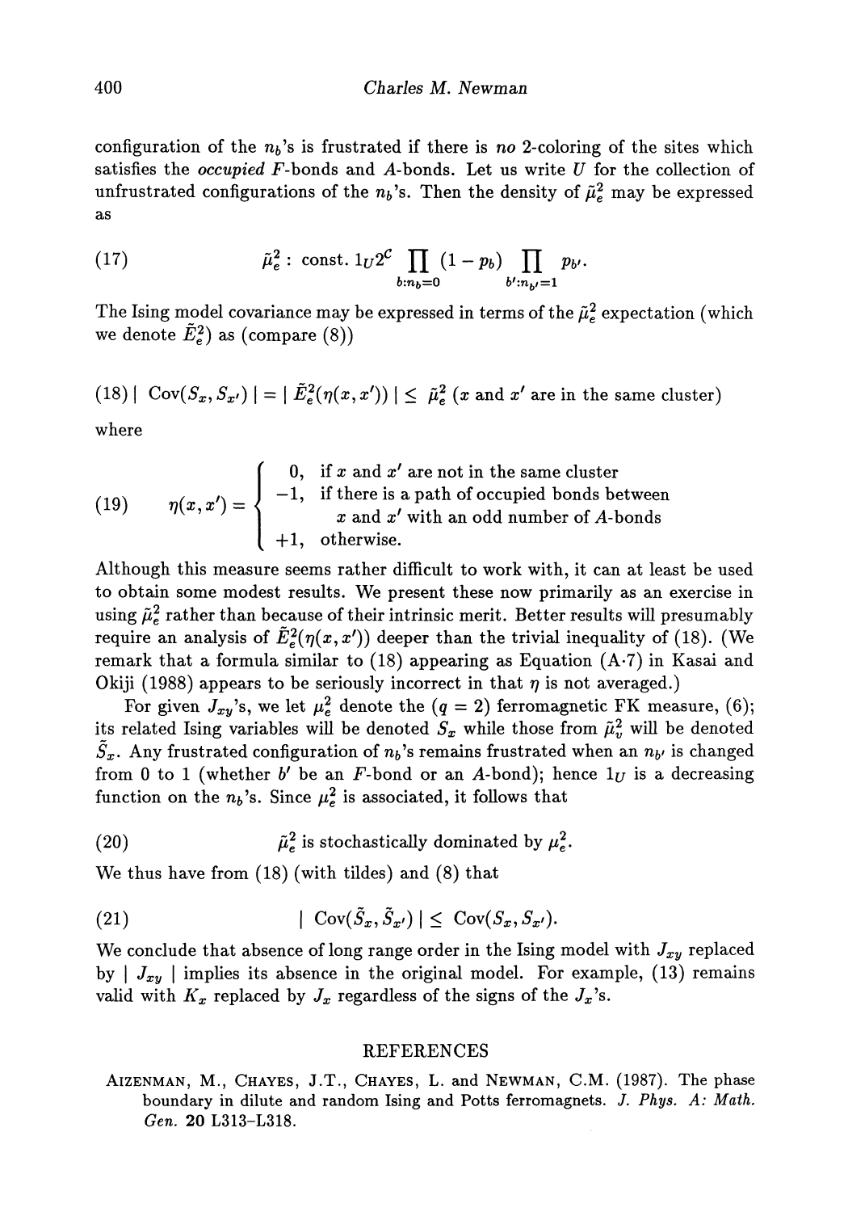configuration of the $n_b$'s is frustrated if there is *no* 2-coloring of the sites which satisfies the *occupied* $F$-bonds and $A$-bonds. Let us write $U$ for the collection of unfrustrated configurations of the $n_b$'s. Then the density of $\tilde{\mu}_e^2$ may be expressed as

$$\tilde{\mu}_e^2 : \text{ const. } 1_U 2^C \prod_{b:n_b=0} (1-p_b) \prod_{b':n_{b'}=1} p_{b'}. \tag{17}$$

The Ising model covariance may be expressed in terms of the $\tilde{\mu}_e^2$ expectation (which we denote $\tilde{E}_e^2$) as (compare (8))

$$| \text{ Cov}(S_x, S_{x'}) | = | \tilde{E}_e^2(\eta(x,x')) | \leq \tilde{\mu}_e^2 \text{ } (x \text{ and } x' \text{ are in the same cluster}) \tag{18}$$

where

$$\eta(x,x') = \begin{cases} 0, & \text{if } x \text{ and } x' \text{ are not in the same cluster} \\ -1, & \text{if there is a path of occupied bonds between} \\ & \quad x \text{ and } x' \text{ with an odd number of } A\text{-bonds} \\ +1, & \text{otherwise.} \end{cases} \tag{19}$$

Although this measure seems rather difficult to work with, it can at least be used to obtain some modest results. We present these now primarily as an exercise in using $\tilde{\mu}_e^2$ rather than because of their intrinsic merit. Better results will presumably require an analysis of $\tilde{E}_e^2(\eta(x,x'))$ deeper than the trivial inequality of (18). (We remark that a formula similar to (18) appearing as Equation (A·7) in Kasai and Okiji (1988) appears to be seriously incorrect in that $\eta$ is not averaged.)

For given $J_{xy}$'s, we let $\mu_e^2$ denote the ($q = 2$) ferromagnetic FK measure, (6); its related Ising variables will be denoted $S_x$ while those from $\tilde{\mu}_v^2$ will be denoted $\tilde{S}_x$. Any frustrated configuration of $n_b$'s remains frustrated when an $n_{b'}$ is changed from 0 to 1 (whether $b'$ be an $F$-bond or an $A$-bond); hence $1_U$ is a decreasing function on the $n_b$'s. Since $\mu_e^2$ is associated, it follows that

$$\tilde{\mu}_e^2 \text{ is stochastically dominated by } \mu_e^2. \tag{20}$$

We thus have from (18) (with tildes) and (8) that

$$| \text{ Cov}(\tilde{S}_x, \tilde{S}_{x'}) | \leq \text{ Cov}(S_x, S_{x'}). \tag{21}$$

We conclude that absence of long range order in the Ising model with $J_{xy}$ replaced by $| J_{xy} |$ implies its absence in the original model. For example, (13) remains valid with $K_x$ replaced by $J_x$ regardless of the signs of the $J_x$'s.

## REFERENCES

AIZENMAN, M., CHAYES, J.T., CHAYES, L. and NEWMAN, C.M. (1987). The phase boundary in dilute and random Ising and Potts ferromagnets. *J. Phys. A: Math. Gen.* **20** L313–L318.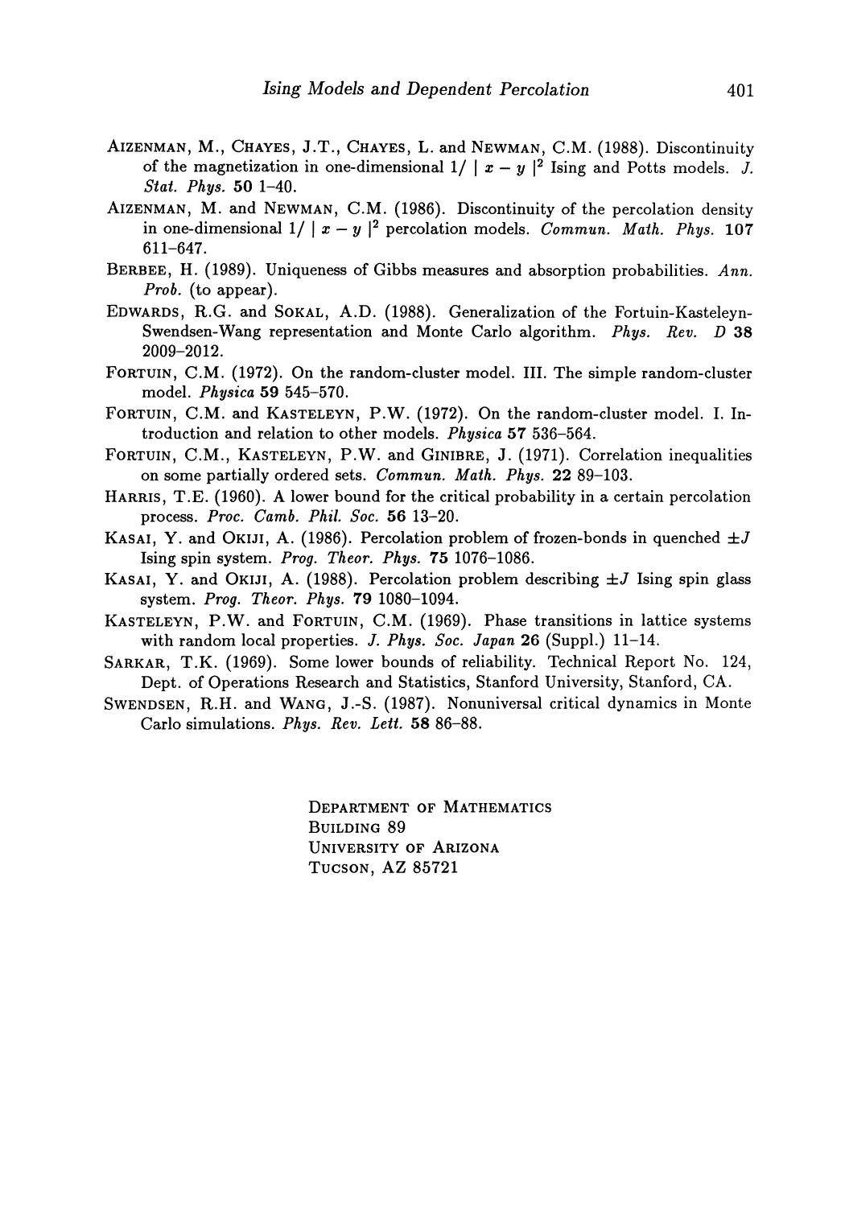AIZENMAN, M., CHAYES, J.T., CHAYES, L. and NEWMAN, C.M. (1988). Discontinuity of the magnetization in one-dimensional $1/\mid x-y\mid^2$ Ising and Potts models. *J. Stat. Phys.* **50** 1–40.

AIZENMAN, M. and NEWMAN, C.M. (1986). Discontinuity of the percolation density in one-dimensional $1/\mid x-y\mid^2$ percolation models. *Commun. Math. Phys.* **107** 611–647.

BERBEE, H. (1989). Uniqueness of Gibbs measures and absorption probabilities. *Ann. Prob.* (to appear).

EDWARDS, R.G. and SOKAL, A.D. (1988). Generalization of the Fortuin-Kasteleyn-Swendsen-Wang representation and Monte Carlo algorithm. *Phys. Rev. D* **38** 2009–2012.

FORTUIN, C.M. (1972). On the random-cluster model. III. The simple random-cluster model. *Physica* **59** 545–570.

FORTUIN, C.M. and KASTELEYN, P.W. (1972). On the random-cluster model. I. Introduction and relation to other models. *Physica* **57** 536–564.

FORTUIN, C.M., KASTELEYN, P.W. and GINIBRE, J. (1971). Correlation inequalities on some partially ordered sets. *Commun. Math. Phys.* **22** 89–103.

HARRIS, T.E. (1960). A lower bound for the critical probability in a certain percolation process. *Proc. Camb. Phil. Soc.* **56** 13–20.

KASAI, Y. and OKIJI, A. (1986). Percolation problem of frozen-bonds in quenched $\pm J$ Ising spin system. *Prog. Theor. Phys.* **75** 1076–1086.

KASAI, Y. and OKIJI, A. (1988). Percolation problem describing $\pm J$ Ising spin glass system. *Prog. Theor. Phys.* **79** 1080–1094.

KASTELEYN, P.W. and FORTUIN, C.M. (1969). Phase transitions in lattice systems with random local properties. *J. Phys. Soc. Japan* **26** (Suppl.) 11–14.

SARKAR, T.K. (1969). Some lower bounds of reliability. Technical Report No. 124, Dept. of Operations Research and Statistics, Stanford University, Stanford, CA.

SWENDSEN, R.H. and WANG, J.-S. (1987). Nonuniversal critical dynamics in Monte Carlo simulations. *Phys. Rev. Lett.* **58** 86–88.

DEPARTMENT OF MATHEMATICS
BUILDING 89
UNIVERSITY OF ARIZONA
TUCSON, AZ 85721